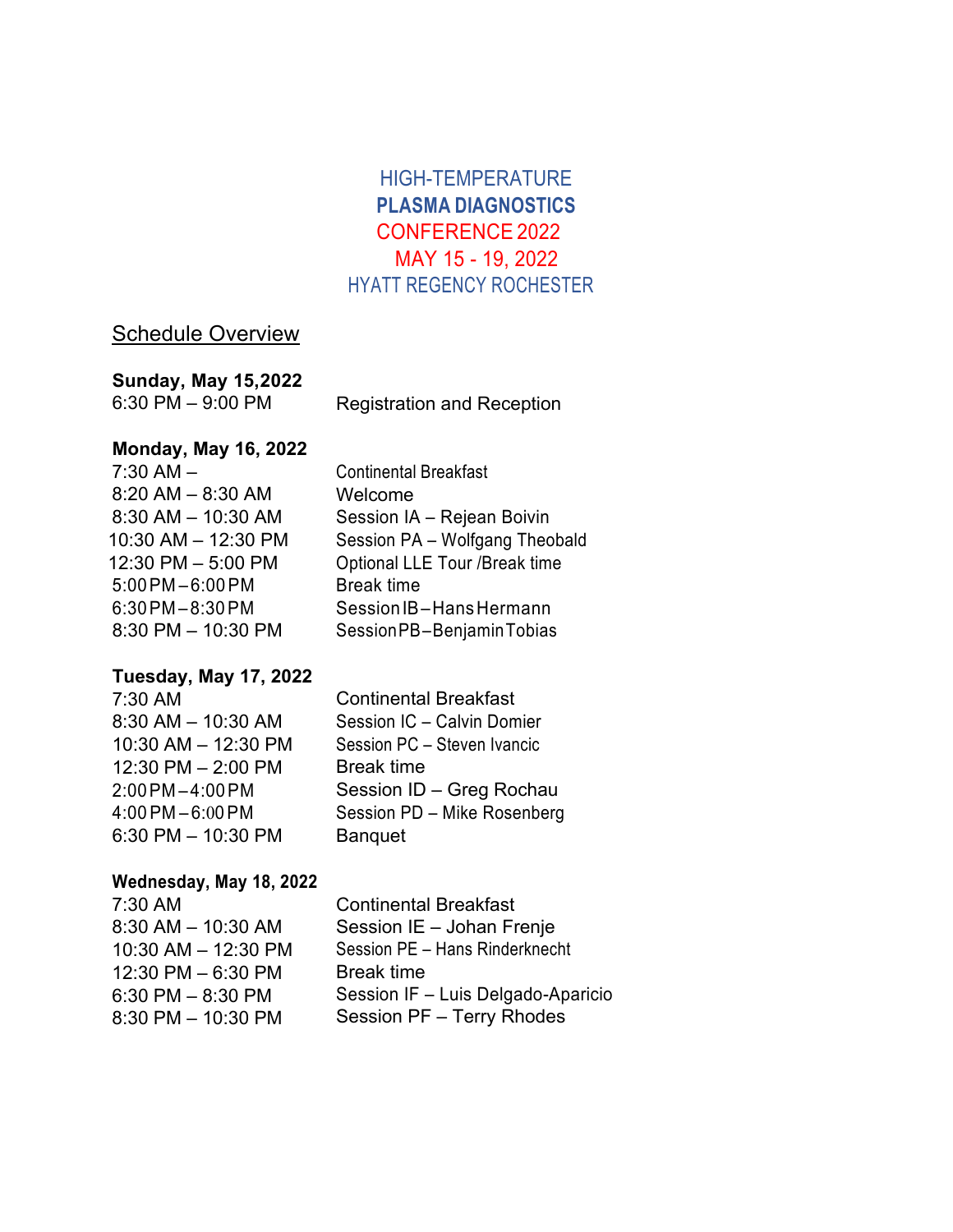# HIGH-TEMPERATURE
# **PLASMA DIAGNOSTICS**
# CONFERENCE 2022
## MAY 15 - 19, 2022
## HYATT REGENCY ROCHESTER

## Schedule Overview

**Sunday, May 15,2022**

| | |
|---|---|
| 6:30 PM – 9:00 PM | Registration and Reception |

**Monday, May 16, 2022**

| | |
|---|---|
| 7:30 AM – | Continental Breakfast |
| 8:20 AM – 8:30 AM | Welcome |
| 8:30 AM – 10:30 AM | Session IA – Rejean Boivin |
| 10:30 AM – 12:30 PM | Session PA – Wolfgang Theobald |
| 12:30 PM – 5:00 PM | Optional LLE Tour /Break time |
| 5:00 PM – 6:00 PM | Break time |
| 6:30 PM – 8:30 PM | Session IB – Hans Hermann |
| 8:30 PM – 10:30 PM | Session PB – Benjamin Tobias |

**Tuesday, May 17, 2022**

| | |
|---|---|
| 7:30 AM | Continental Breakfast |
| 8:30 AM – 10:30 AM | Session IC – Calvin Domier |
| 10:30 AM – 12:30 PM | Session PC – Steven Ivancic |
| 12:30 PM – 2:00 PM | Break time |
| 2:00 PM – 4:00 PM | Session ID – Greg Rochau |
| 4:00 PM – 6:00 PM | Session PD – Mike Rosenberg |
| 6:30 PM – 10:30 PM | Banquet |

**Wednesday, May 18, 2022**

| | |
|---|---|
| 7:30 AM | Continental Breakfast |
| 8:30 AM – 10:30 AM | Session IE – Johan Frenje |
| 10:30 AM – 12:30 PM | Session PE – Hans Rinderknecht |
| 12:30 PM – 6:30 PM | Break time |
| 6:30 PM – 8:30 PM | Session IF – Luis Delgado-Aparicio |
| 8:30 PM – 10:30 PM | Session PF – Terry Rhodes |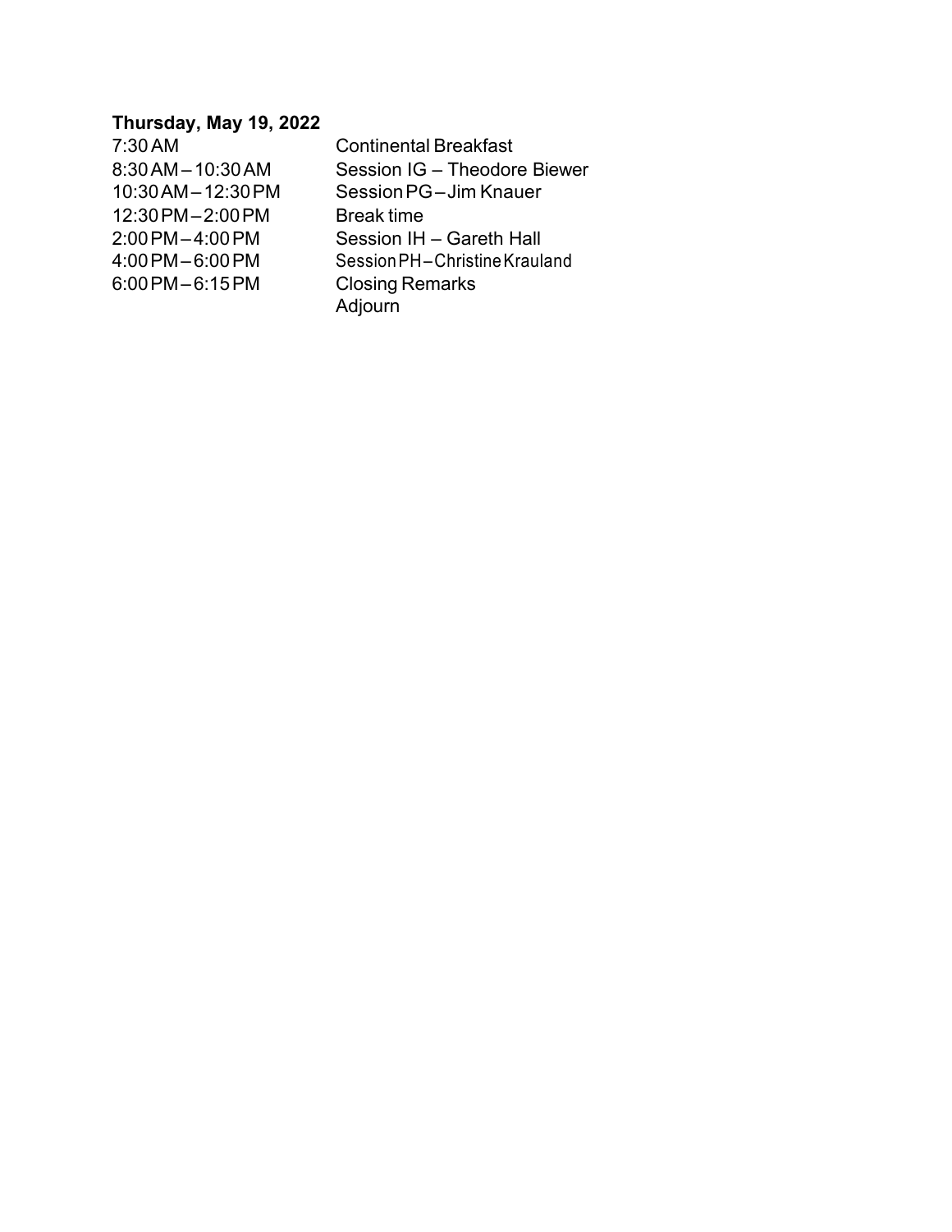**Thursday, May 19, 2022**

| | |
|---|---|
| 7:30 AM | Continental Breakfast |
| 8:30 AM – 10:30 AM | Session IG – Theodore Biewer |
| 10:30 AM – 12:30 PM | Session PG – Jim Knauer |
| 12:30 PM – 2:00 PM | Break time |
| 2:00 PM – 4:00 PM | Session IH – Gareth Hall |
| 4:00 PM – 6:00 PM | Session PH – Christine Krauland |
| 6:00 PM – 6:15 PM | Closing Remarks |
| | Adjourn |